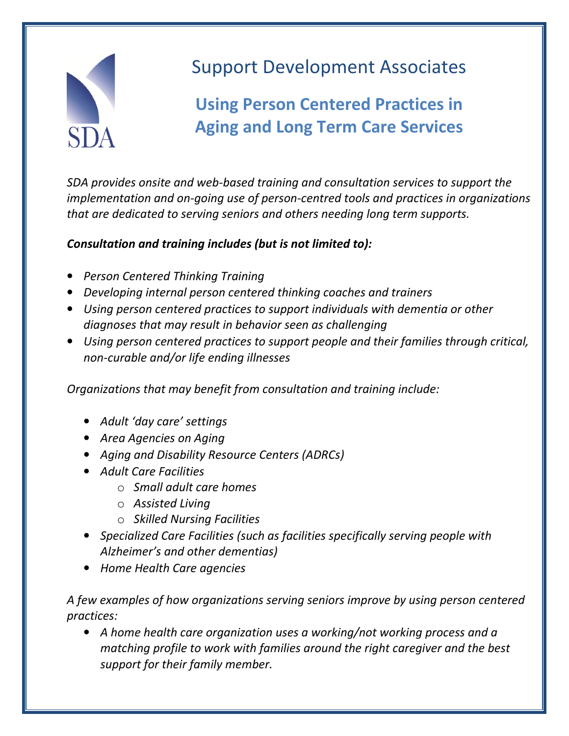# Support Development Associates

## Using Person Centered Practices in Aging and Long Term Care Services

*SDA provides onsite and web-based training and consultation services to support the implementation and on-going use of person-centred tools and practices in organizations that are dedicated to serving seniors and others needing long term supports.*

***Consultation and training includes (but is not limited to):***

- *Person Centered Thinking Training*
- *Developing internal person centered thinking coaches and trainers*
- *Using person centered practices to support individuals with dementia or other diagnoses that may result in behavior seen as challenging*
- *Using person centered practices to support people and their families through critical, non-curable and/or life ending illnesses*

*Organizations that may benefit from consultation and training include:*

- *Adult 'day care' settings*
- *Area Agencies on Aging*
- *Aging and Disability Resource Centers (ADRCs)*
- *Adult Care Facilities*
  - *Small adult care homes*
  - *Assisted Living*
  - *Skilled Nursing Facilities*
- *Specialized Care Facilities (such as facilities specifically serving people with Alzheimer's and other dementias)*
- *Home Health Care agencies*

*A few examples of how organizations serving seniors improve by using person centered practices:*

- *A home health care organization uses a working/not working process and a matching profile to work with families around the right caregiver and the best support for their family member.*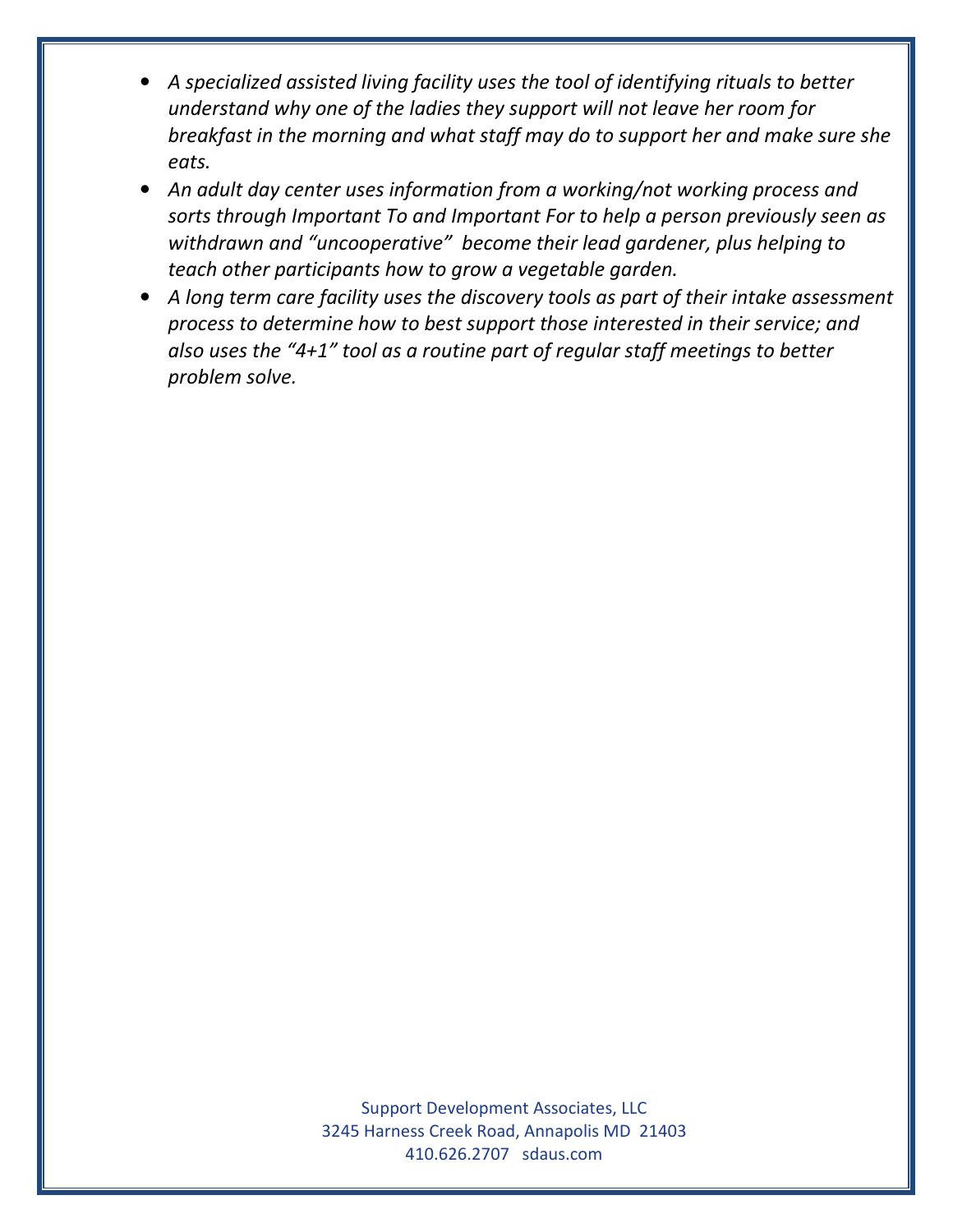- *A specialized assisted living facility uses the tool of identifying rituals to better understand why one of the ladies they support will not leave her room for breakfast in the morning and what staff may do to support her and make sure she eats.*
- *An adult day center uses information from a working/not working process and sorts through Important To and Important For to help a person previously seen as withdrawn and "uncooperative" become their lead gardener, plus helping to teach other participants how to grow a vegetable garden.*
- *A long term care facility uses the discovery tools as part of their intake assessment process to determine how to best support those interested in their service; and also uses the "4+1" tool as a routine part of regular staff meetings to better problem solve.*

Support Development Associates, LLC
3245 Harness Creek Road, Annapolis MD 21403
410.626.2707 sdaus.com